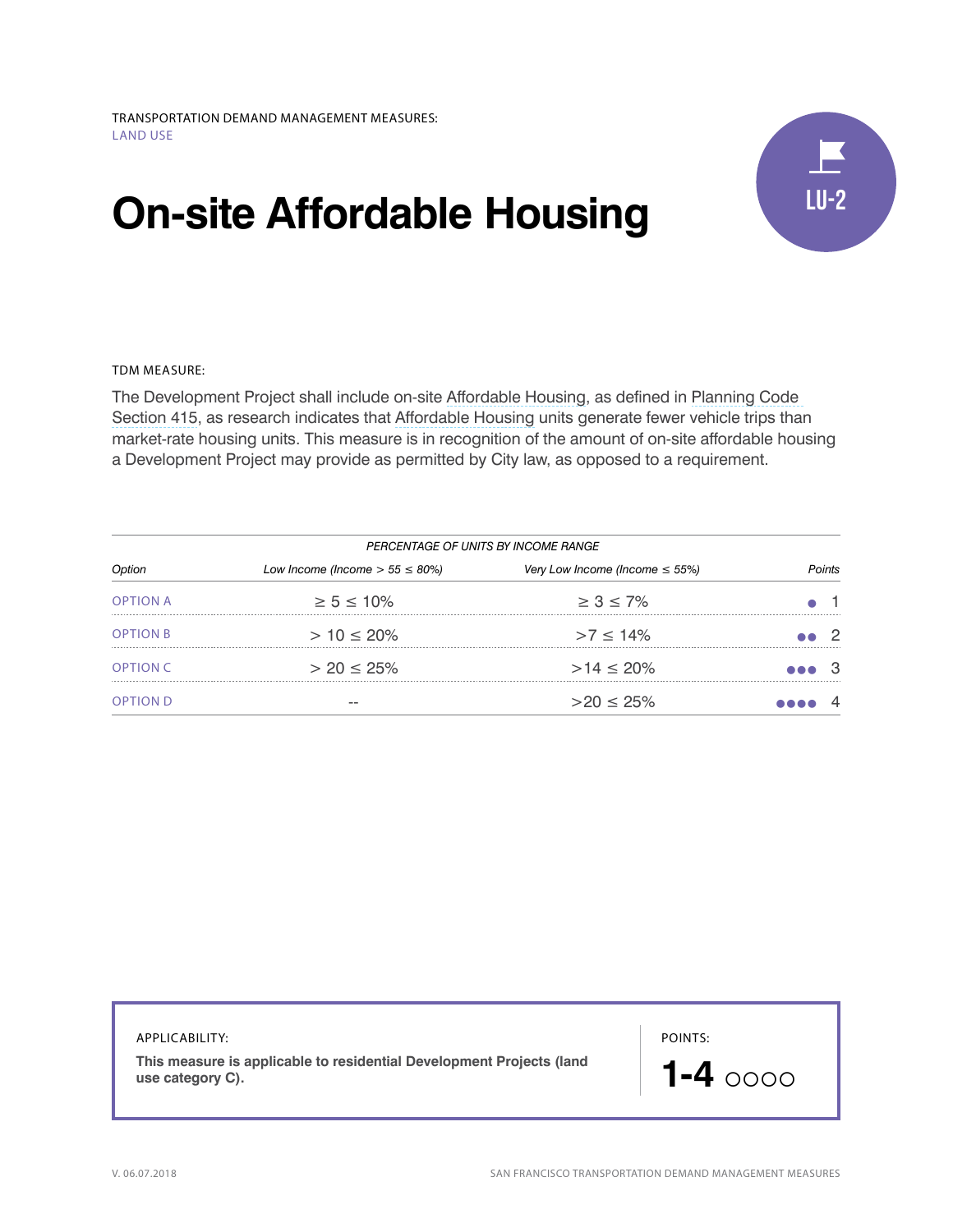TRANSPORTATION DEMAND MANAGEMENT MEASURES:
LAND USE

# On-site Affordable Housing

LU-2

TDM MEASURE:

The Development Project shall include on-site Affordable Housing, as defined in Planning Code Section 415, as research indicates that Affordable Housing units generate fewer vehicle trips than market-rate housing units. This measure is in recognition of the amount of on-site affordable housing a Development Project may provide as permitted by City law, as opposed to a requirement.

| | *PERCENTAGE OF UNITS BY INCOME RANGE* | | |
|---|---|---|---|
| *Option* | *Low Income (Income > 55 ≤ 80%)* | *Very Low Income (Income ≤ 55%)* | *Points* |
| OPTION A | ≥ 5 ≤ 10% | ≥ 3 ≤ 7% | ● 1 |
| OPTION B | > 10 ≤ 20% | >7 ≤ 14% | ●● 2 |
| OPTION C | > 20 ≤ 25% | >14 ≤ 20% | ●●● 3 |
| OPTION D | -- | >20 ≤ 25% | ●●●● 4 |

APPLICABILITY:

**This measure is applicable to residential Development Projects (land use category C).**

POINTS:

**1-4** ○○○○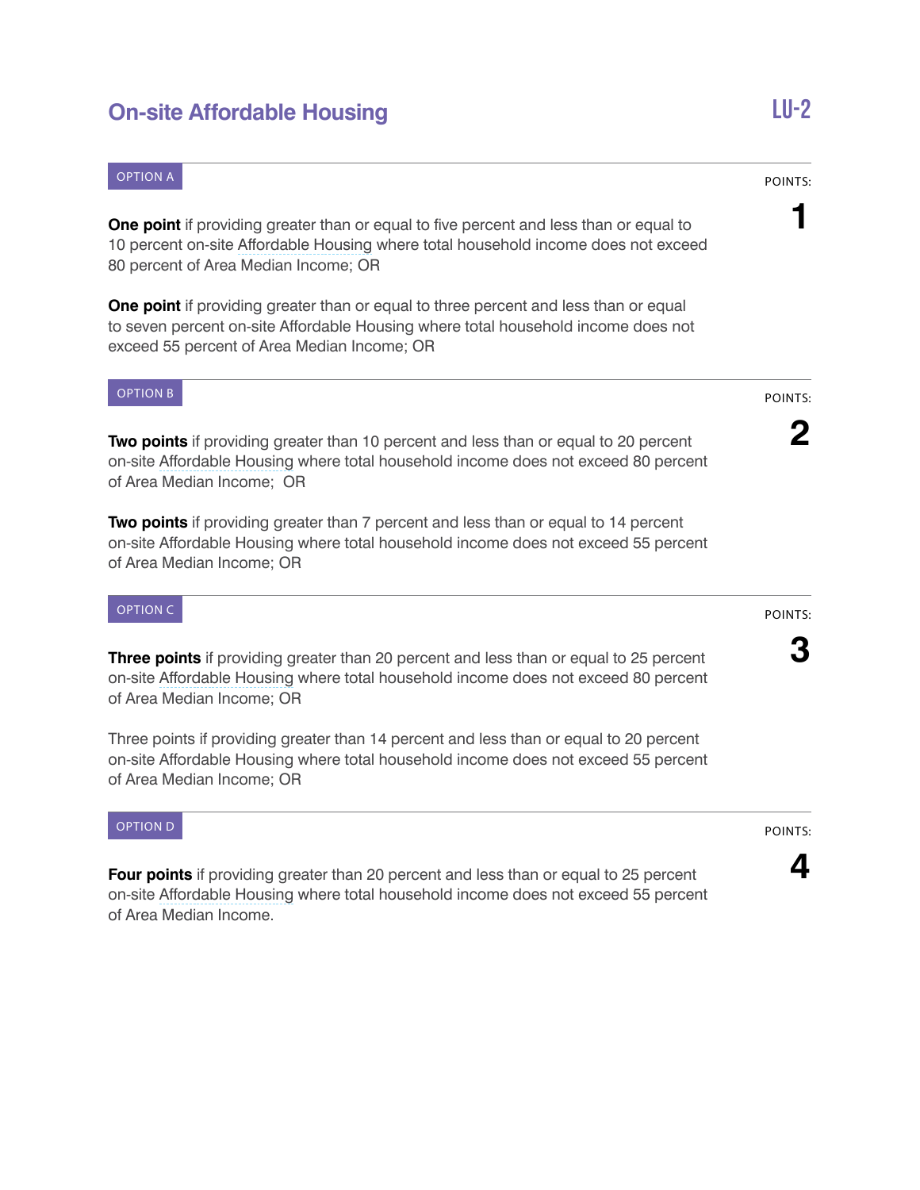# On-site Affordable Housing

LU-2

OPTION A

POINTS: **1**

**One point** if providing greater than or equal to five percent and less than or equal to 10 percent on-site Affordable Housing where total household income does not exceed 80 percent of Area Median Income; OR

**One point** if providing greater than or equal to three percent and less than or equal to seven percent on-site Affordable Housing where total household income does not exceed 55 percent of Area Median Income; OR

OPTION B

POINTS: **2**

**Two points** if providing greater than 10 percent and less than or equal to 20 percent on-site Affordable Housing where total household income does not exceed 80 percent of Area Median Income; OR

**Two points** if providing greater than 7 percent and less than or equal to 14 percent on-site Affordable Housing where total household income does not exceed 55 percent of Area Median Income; OR

OPTION C

POINTS: **3**

**Three points** if providing greater than 20 percent and less than or equal to 25 percent on-site Affordable Housing where total household income does not exceed 80 percent of Area Median Income; OR

Three points if providing greater than 14 percent and less than or equal to 20 percent on-site Affordable Housing where total household income does not exceed 55 percent of Area Median Income; OR

OPTION D

POINTS: **4**

**Four points** if providing greater than 20 percent and less than or equal to 25 percent on-site Affordable Housing where total household income does not exceed 55 percent of Area Median Income.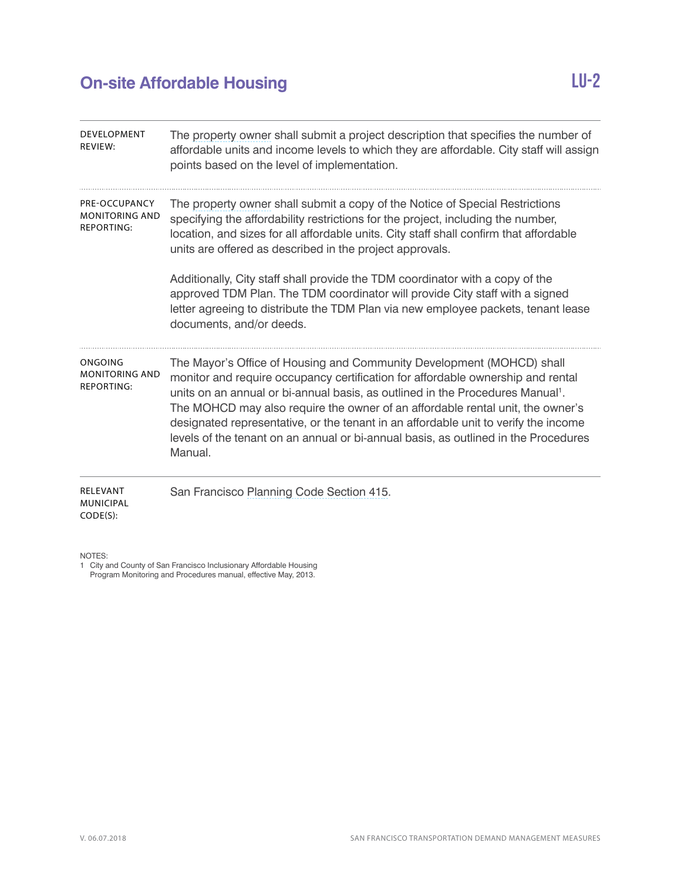# On-site Affordable Housing

LU-2

| | |
|---|---|
| DEVELOPMENT REVIEW: | The property owner shall submit a project description that specifies the number of affordable units and income levels to which they are affordable. City staff will assign points based on the level of implementation. |
| PRE-OCCUPANCY MONITORING AND REPORTING: | The property owner shall submit a copy of the Notice of Special Restrictions specifying the affordability restrictions for the project, including the number, location, and sizes for all affordable units. City staff shall confirm that affordable units are offered as described in the project approvals.<br><br>Additionally, City staff shall provide the TDM coordinator with a copy of the approved TDM Plan. The TDM coordinator will provide City staff with a signed letter agreeing to distribute the TDM Plan via new employee packets, tenant lease documents, and/or deeds. |
| ONGOING MONITORING AND REPORTING: | The Mayor's Office of Housing and Community Development (MOHCD) shall monitor and require occupancy certification for affordable ownership and rental units on an annual or bi-annual basis, as outlined in the Procedures Manual[1]. The MOHCD may also require the owner of an affordable rental unit, the owner's designated representative, or the tenant in an affordable unit to verify the income levels of the tenant on an annual or bi-annual basis, as outlined in the Procedures Manual. |
| RELEVANT MUNICIPAL CODE(S): | San Francisco Planning Code Section 415. |

NOTES:

1 City and County of San Francisco Inclusionary Affordable Housing Program Monitoring and Procedures manual, effective May, 2013.